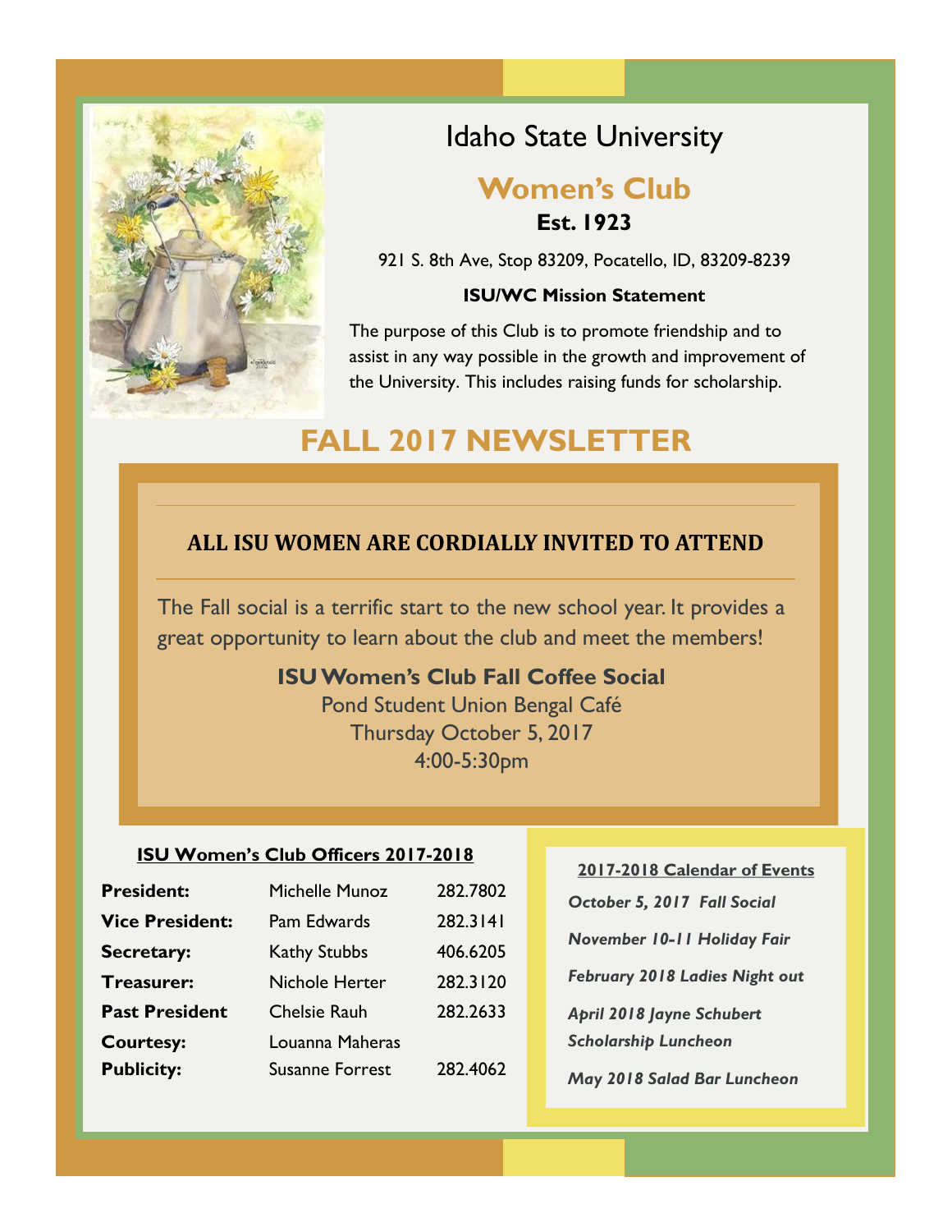# Idaho State University

## Women's Club

**Est. 1923**

921 S. 8th Ave, Stop 83209, Pocatello, ID, 83209-8239

**ISU/WC Mission Statement**

The purpose of this Club is to promote friendship and to assist in any way possible in the growth and improvement of the University. This includes raising funds for scholarship.

# FALL 2017 NEWSLETTER

## ALL ISU WOMEN ARE CORDIALLY INVITED TO ATTEND

The Fall social is a terrific start to the new school year. It provides a great opportunity to learn about the club and meet the members!

**ISU Women's Club Fall Coffee Social**
Pond Student Union Bengal Café
Thursday October 5, 2017
4:00-5:30pm

### ISU Women's Club Officers 2017-2018

| | | |
|---|---|---|
| **President:** | Michelle Munoz | 282.7802 |
| **Vice President:** | Pam Edwards | 282.3141 |
| **Secretary:** | Kathy Stubbs | 406.6205 |
| **Treasurer:** | Nichole Herter | 282.3120 |
| **Past President** | Chelsie Rauh | 282.2633 |
| **Courtesy:** | Louanna Maheras | |
| **Publicity:** | Susanne Forrest | 282.4062 |

### 2017-2018 Calendar of Events

*October 5, 2017 Fall Social*

*November 10-11 Holiday Fair*

*February 2018 Ladies Night out*

*April 2018 Jayne Schubert Scholarship Luncheon*

*May 2018 Salad Bar Luncheon*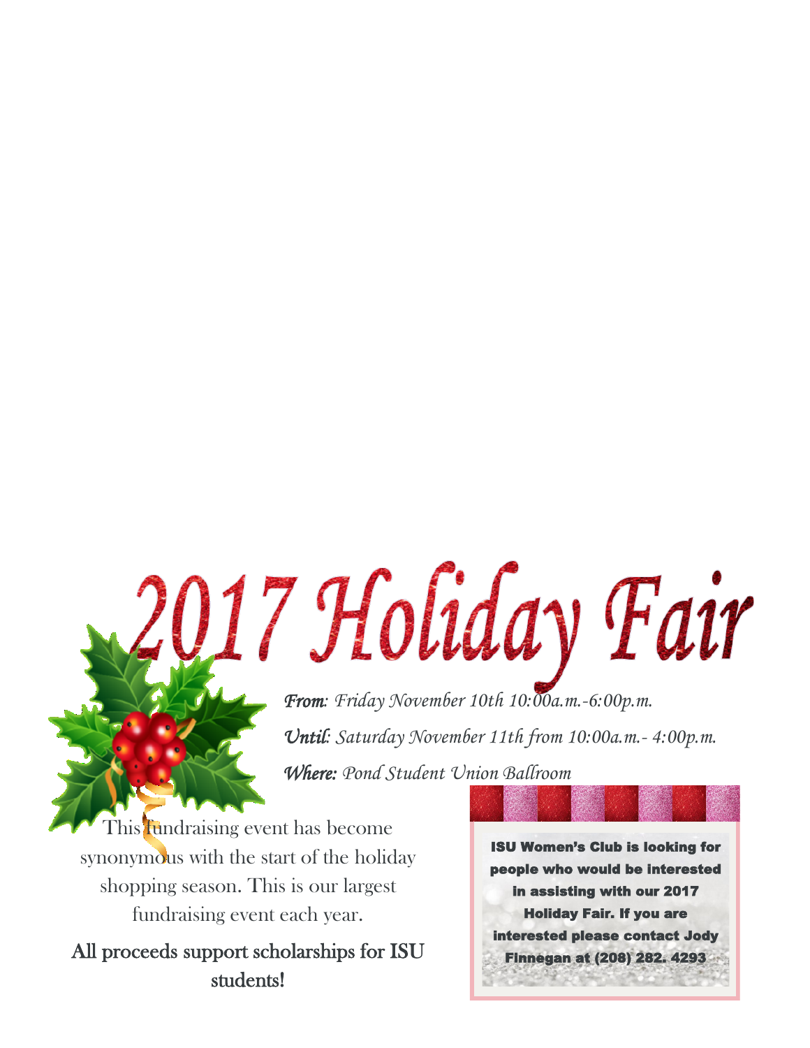# 2017 Holiday Fair

***From**: Friday November 10th 10:00a.m.-6:00p.m.*

***Until**: Saturday November 11th from 10:00a.m.- 4:00p.m.*

***Where:** Pond Student Union Ballroom*

This fundraising event has become synonymous with the start of the holiday shopping season. This is our largest fundraising event each year.

All proceeds support scholarships for ISU students!

**ISU Women's Club is looking for people who would be interested in assisting with our 2017 Holiday Fair. If you are interested please contact Jody Finnegan at (208) 282. 4293**